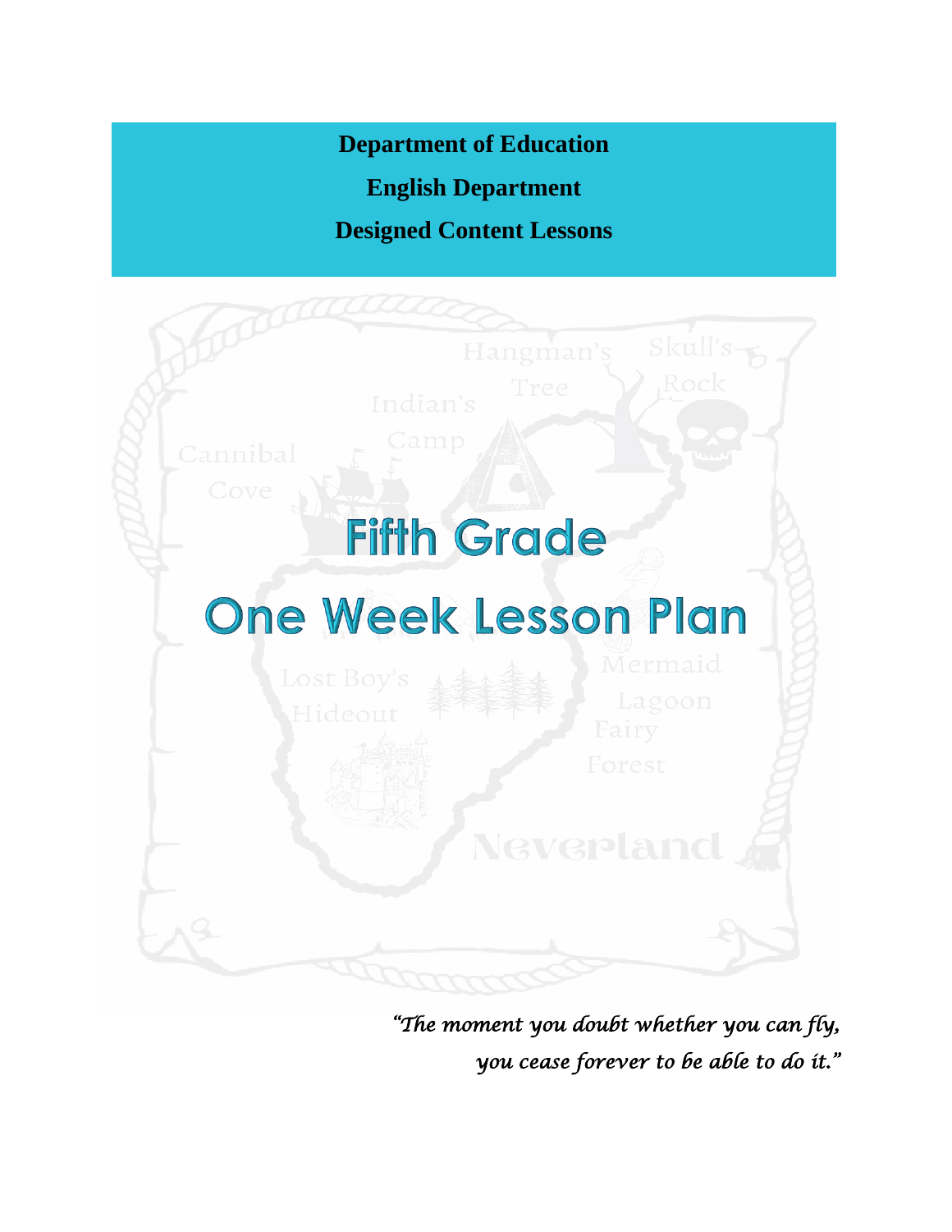**Department of Education**

**English Department**

**Designed Content Lessons**

# Fifth Grade

# One Week Lesson Plan

*"The moment you doubt whether you can fly, you cease forever to be able to do it."*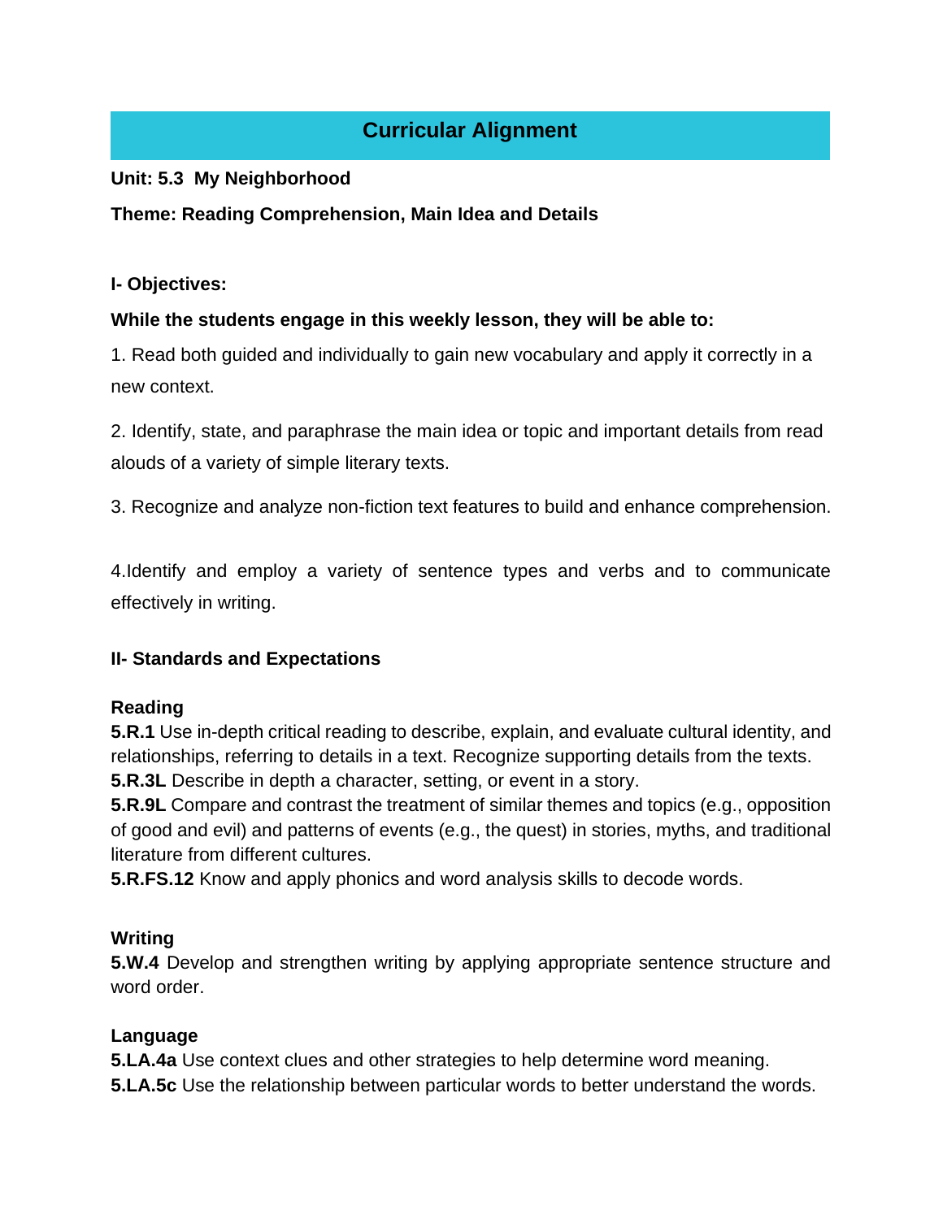# Curricular Alignment

**Unit: 5.3 My Neighborhood**

**Theme: Reading Comprehension, Main Idea and Details**

**I- Objectives:**

**While the students engage in this weekly lesson, they will be able to:**

1. Read both guided and individually to gain new vocabulary and apply it correctly in a new context.

2. Identify, state, and paraphrase the main idea or topic and important details from read alouds of a variety of simple literary texts.

3. Recognize and analyze non-fiction text features to build and enhance comprehension.

4. Identify and employ a variety of sentence types and verbs and to communicate effectively in writing.

**II- Standards and Expectations**

**Reading**

**5.R.1** Use in-depth critical reading to describe, explain, and evaluate cultural identity, and relationships, referring to details in a text. Recognize supporting details from the texts.
**5.R.3L** Describe in depth a character, setting, or event in a story.
**5.R.9L** Compare and contrast the treatment of similar themes and topics (e.g., opposition of good and evil) and patterns of events (e.g., the quest) in stories, myths, and traditional literature from different cultures.
**5.R.FS.12** Know and apply phonics and word analysis skills to decode words.

**Writing**

**5.W.4** Develop and strengthen writing by applying appropriate sentence structure and word order.

**Language**

**5.LA.4a** Use context clues and other strategies to help determine word meaning.
**5.LA.5c** Use the relationship between particular words to better understand the words.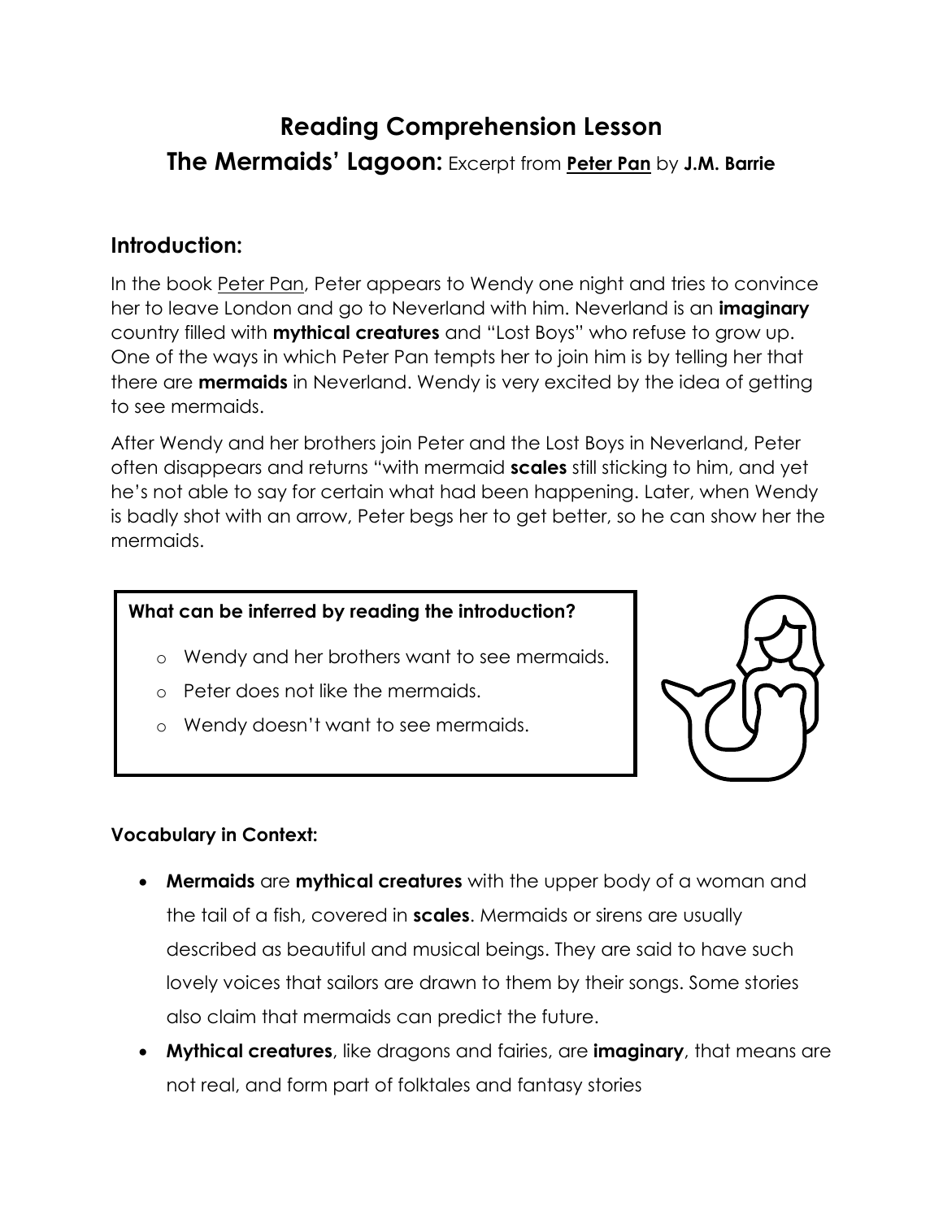# Reading Comprehension Lesson

## The Mermaids' Lagoon: Excerpt from **Peter Pan** by **J.M. Barrie**

## Introduction:

In the book Peter Pan, Peter appears to Wendy one night and tries to convince her to leave London and go to Neverland with him. Neverland is an **imaginary** country filled with **mythical creatures** and "Lost Boys" who refuse to grow up. One of the ways in which Peter Pan tempts her to join him is by telling her that there are **mermaids** in Neverland. Wendy is very excited by the idea of getting to see mermaids.

After Wendy and her brothers join Peter and the Lost Boys in Neverland, Peter often disappears and returns "with mermaid **scales** still sticking to him, and yet he's not able to say for certain what had been happening. Later, when Wendy is badly shot with an arrow, Peter begs her to get better, so he can show her the mermaids.

**What can be inferred by reading the introduction?**

- o Wendy and her brothers want to see mermaids.
- o Peter does not like the mermaids.
- o Wendy doesn't want to see mermaids.

**Vocabulary in Context:**

- **Mermaids** are **mythical creatures** with the upper body of a woman and the tail of a fish, covered in **scales**. Mermaids or sirens are usually described as beautiful and musical beings. They are said to have such lovely voices that sailors are drawn to them by their songs. Some stories also claim that mermaids can predict the future.
- **Mythical creatures**, like dragons and fairies, are **imaginary**, that means are not real, and form part of folktales and fantasy stories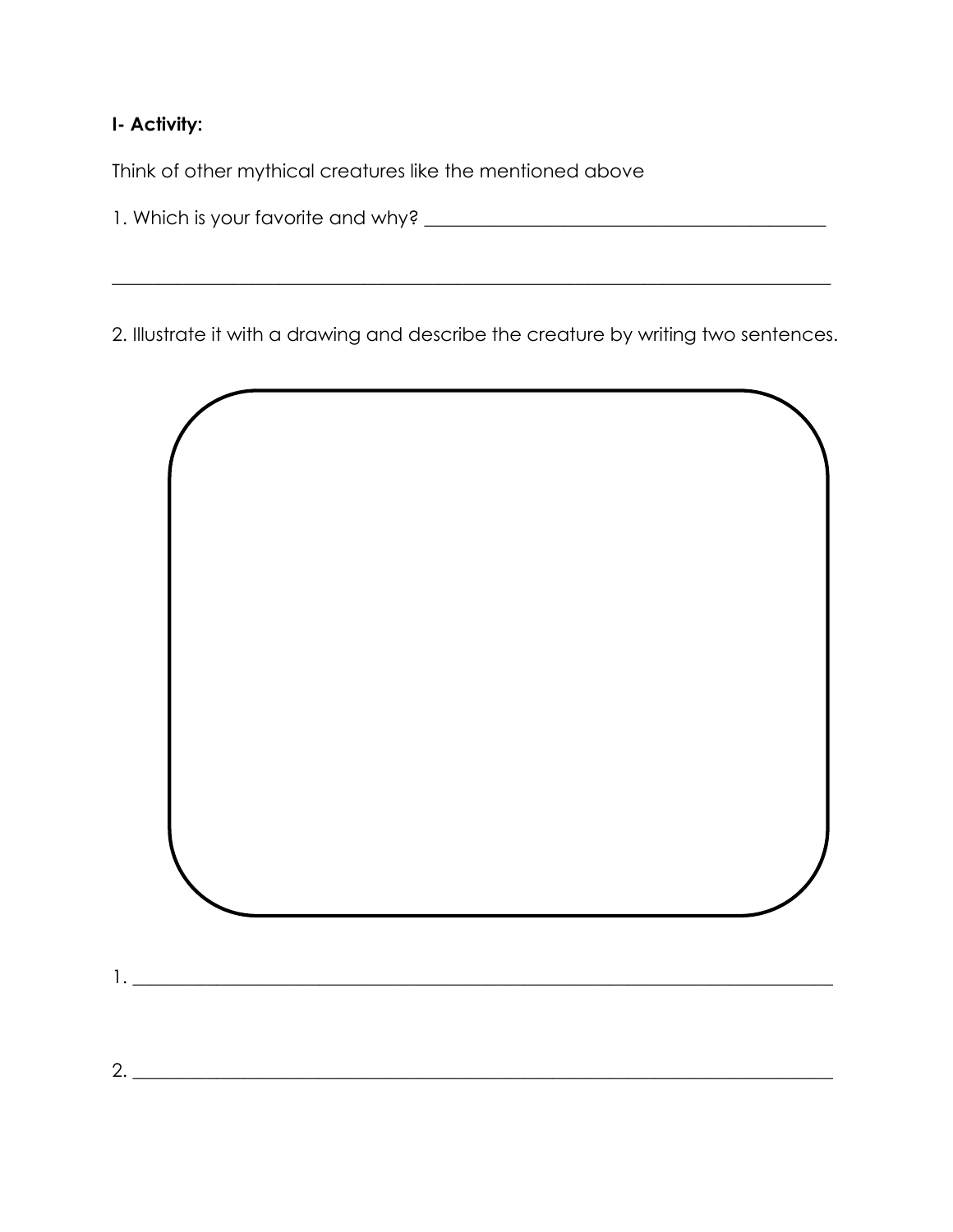**I- Activity:**

Think of other mythical creatures like the mentioned above

1. Which is your favorite and why? ____________________________________________

______________________________________________________________________________

2. Illustrate it with a drawing and describe the creature by writing two sentences.

1. ____________________________________________________________________________

2. ____________________________________________________________________________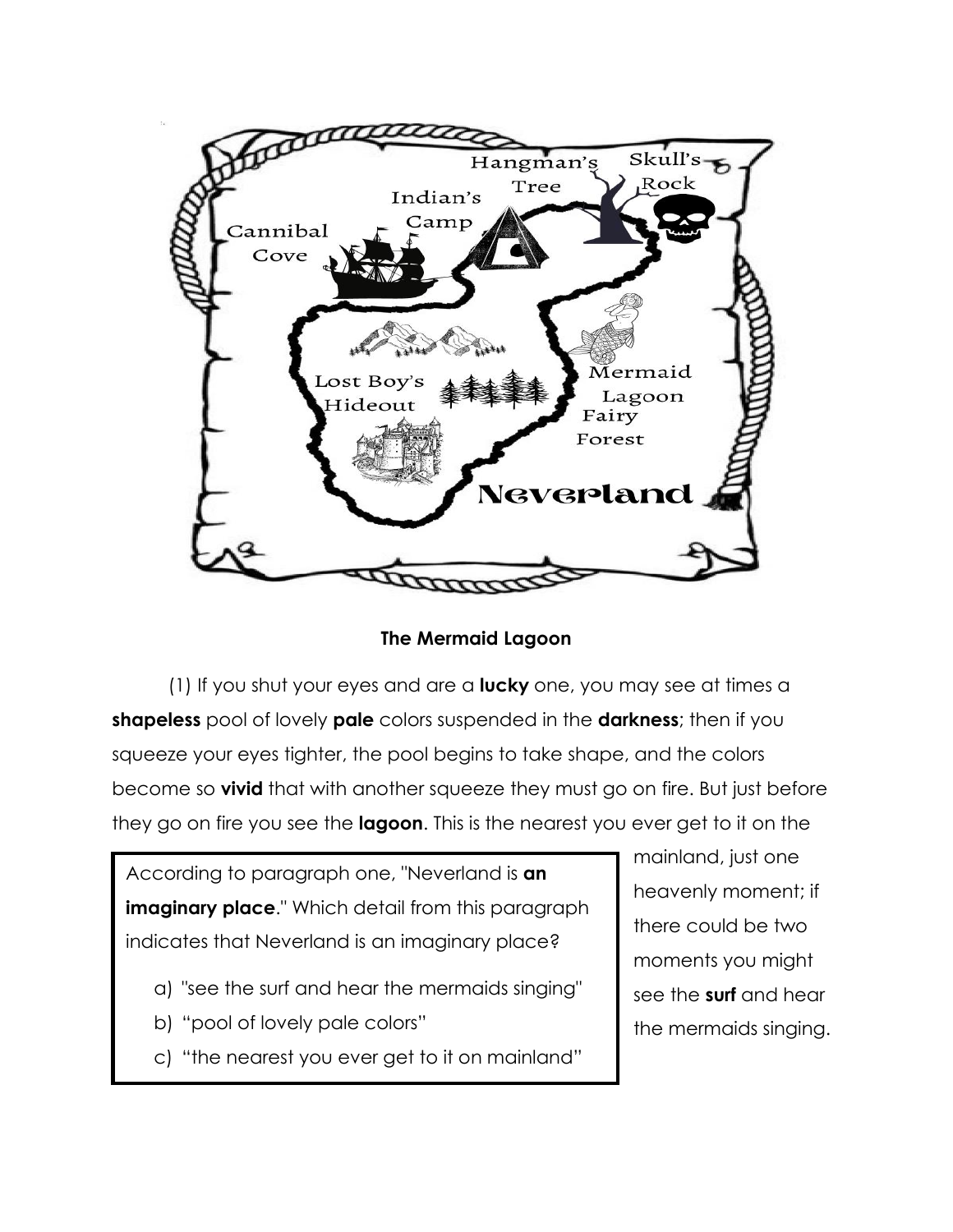## The Mermaid Lagoon

(1) If you shut your eyes and are a **lucky** one, you may see at times a **shapeless** pool of lovely **pale** colors suspended in the **darkness**; then if you squeeze your eyes tighter, the pool begins to take shape, and the colors become so **vivid** that with another squeeze they must go on fire. But just before they go on fire you see the **lagoon**. This is the nearest you ever get to it on the mainland, just one heavenly moment; if there could be two moments you might see the **surf** and hear the mermaids singing.

> According to paragraph one, "Neverland is **an imaginary place**." Which detail from this paragraph indicates that Neverland is an imaginary place?
>
> a) "see the surf and hear the mermaids singing"
> b) "pool of lovely pale colors"
> c) "the nearest you ever get to it on mainland"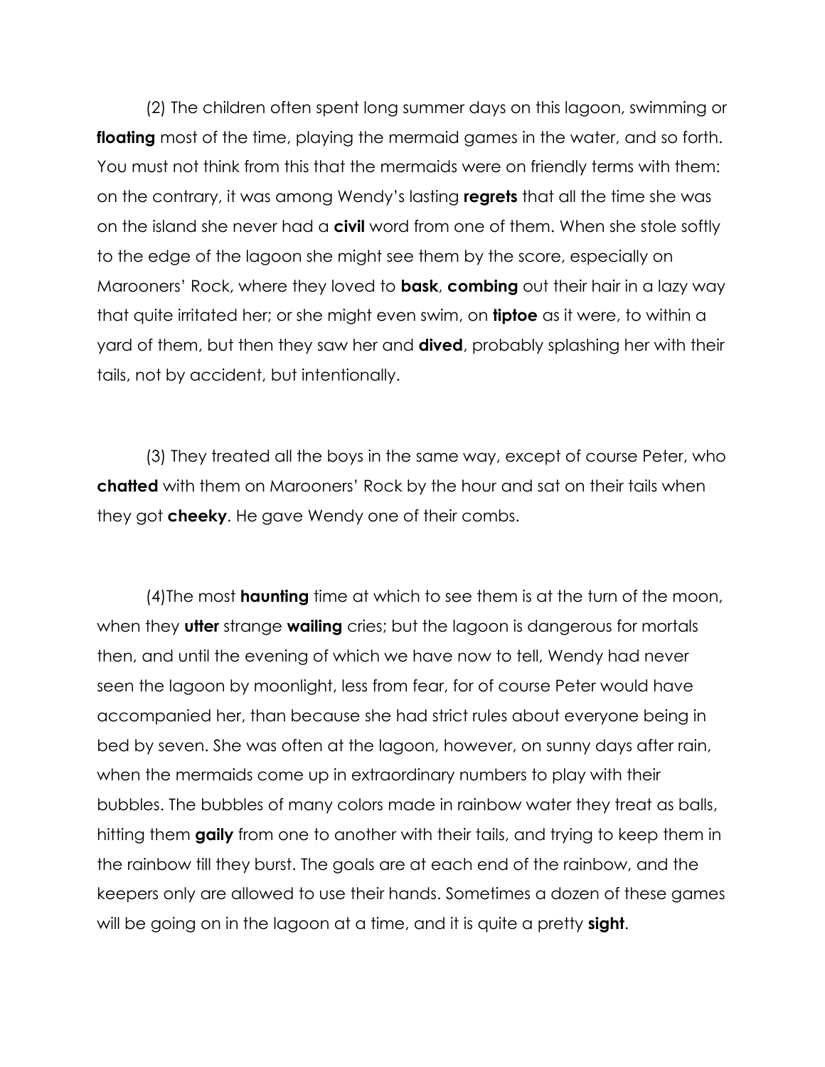(2) The children often spent long summer days on this lagoon, swimming or **floating** most of the time, playing the mermaid games in the water, and so forth. You must not think from this that the mermaids were on friendly terms with them: on the contrary, it was among Wendy's lasting **regrets** that all the time she was on the island she never had a **civil** word from one of them. When she stole softly to the edge of the lagoon she might see them by the score, especially on Marooners' Rock, where they loved to **bask**, **combing** out their hair in a lazy way that quite irritated her; or she might even swim, on **tiptoe** as it were, to within a yard of them, but then they saw her and **dived**, probably splashing her with their tails, not by accident, but intentionally.

(3) They treated all the boys in the same way, except of course Peter, who **chatted** with them on Marooners' Rock by the hour and sat on their tails when they got **cheeky**. He gave Wendy one of their combs.

(4)The most **haunting** time at which to see them is at the turn of the moon, when they **utter** strange **wailing** cries; but the lagoon is dangerous for mortals then, and until the evening of which we have now to tell, Wendy had never seen the lagoon by moonlight, less from fear, for of course Peter would have accompanied her, than because she had strict rules about everyone being in bed by seven. She was often at the lagoon, however, on sunny days after rain, when the mermaids come up in extraordinary numbers to play with their bubbles. The bubbles of many colors made in rainbow water they treat as balls, hitting them **gaily** from one to another with their tails, and trying to keep them in the rainbow till they burst. The goals are at each end of the rainbow, and the keepers only are allowed to use their hands. Sometimes a dozen of these games will be going on in the lagoon at a time, and it is quite a pretty **sight**.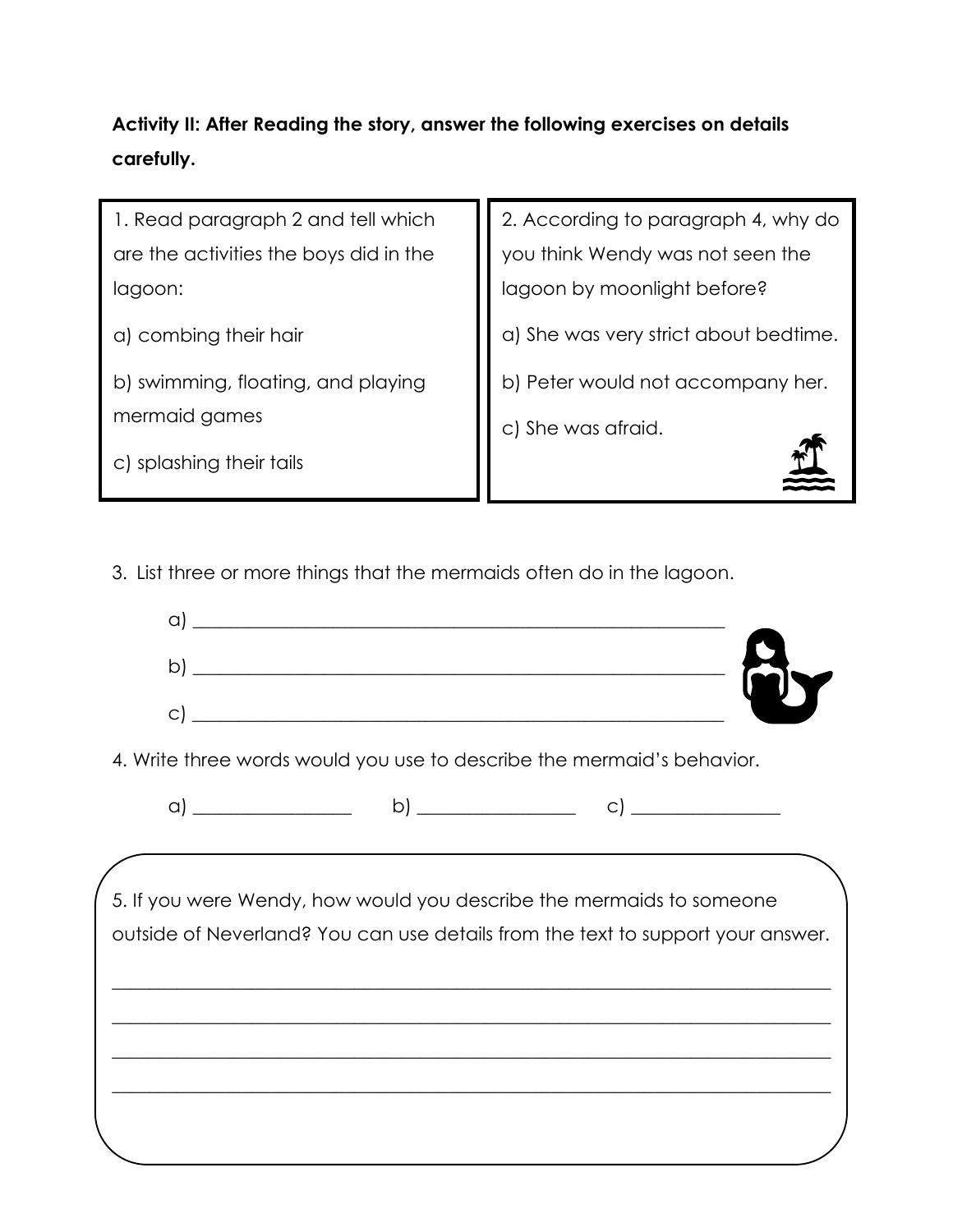**Activity II: After Reading the story, answer the following exercises on details carefully.**

1. Read paragraph 2 and tell which are the activities the boys did in the lagoon:

a) combing their hair

b) swimming, floating, and playing mermaid games

c) splashing their tails

2. According to paragraph 4, why do you think Wendy was not seen the lagoon by moonlight before?

a) She was very strict about bedtime.

b) Peter would not accompany her.

c) She was afraid.

3. List three or more things that the mermaids often do in the lagoon.

a) ______________________________________________

b) ______________________________________________

c) ______________________________________________

4. Write three words would you use to describe the mermaid's behavior.

a) ______________ b) ______________ c) ______________

5. If you were Wendy, how would you describe the mermaids to someone outside of Neverland? You can use details from the text to support your answer.

________________________________________________________________

________________________________________________________________

________________________________________________________________

________________________________________________________________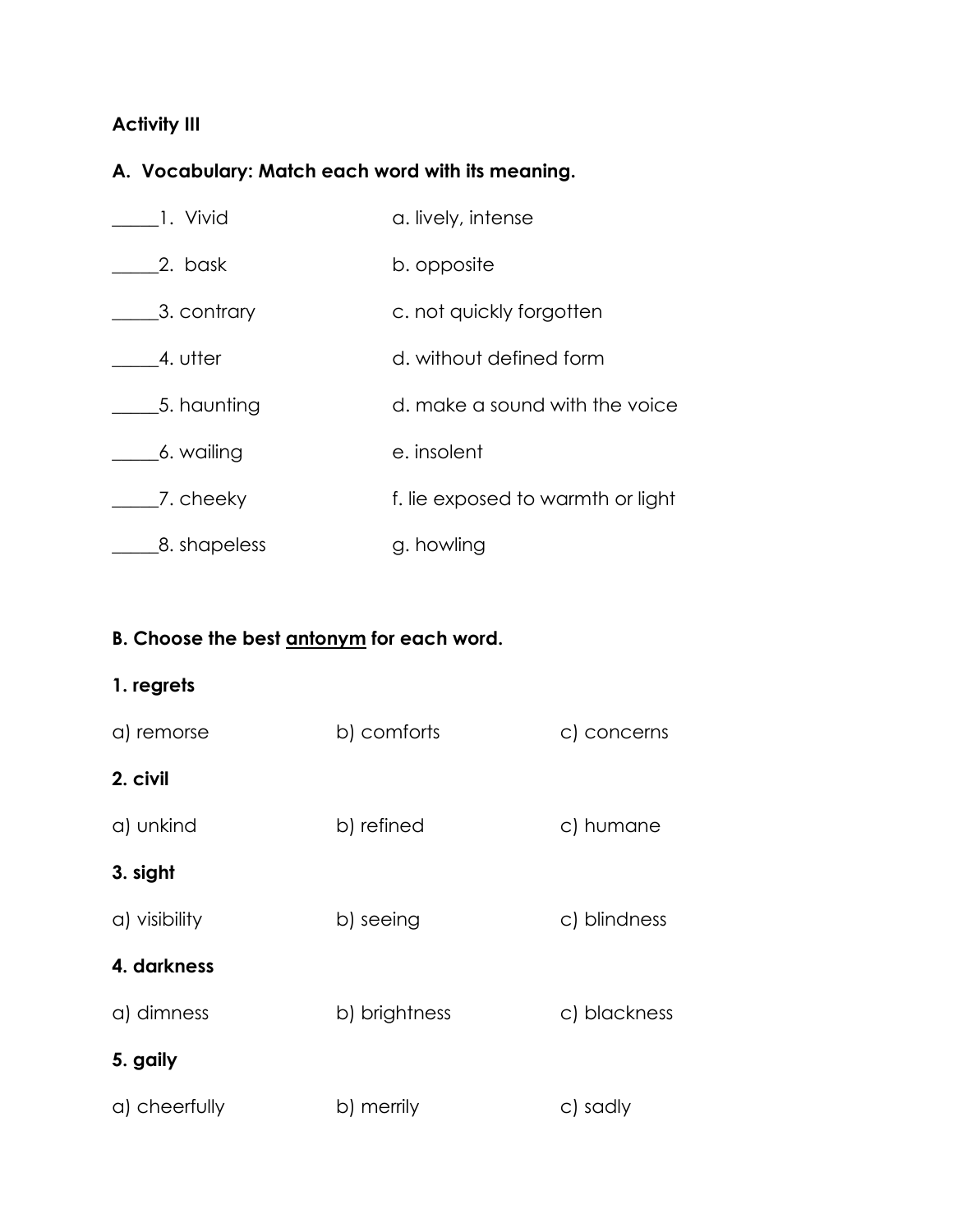**Activity III**

**A. Vocabulary: Match each word with its meaning.**

| | |
|---|---|
| _____1. Vivid | a. lively, intense |
| _____2. bask | b. opposite |
| _____3. contrary | c. not quickly forgotten |
| _____4. utter | d. without defined form |
| _____5. haunting | d. make a sound with the voice |
| _____6. wailing | e. insolent |
| _____7. cheeky | f. lie exposed to warmth or light |
| _____8. shapeless | g. howling |

**B. Choose the best <u>antonym</u> for each word.**

**1. regrets**

a) remorse    b) comforts    c) concerns

**2. civil**

a) unkind    b) refined    c) humane

**3. sight**

a) visibility    b) seeing    c) blindness

**4. darkness**

a) dimness    b) brightness    c) blackness

**5. gaily**

a) cheerfully    b) merrily    c) sadly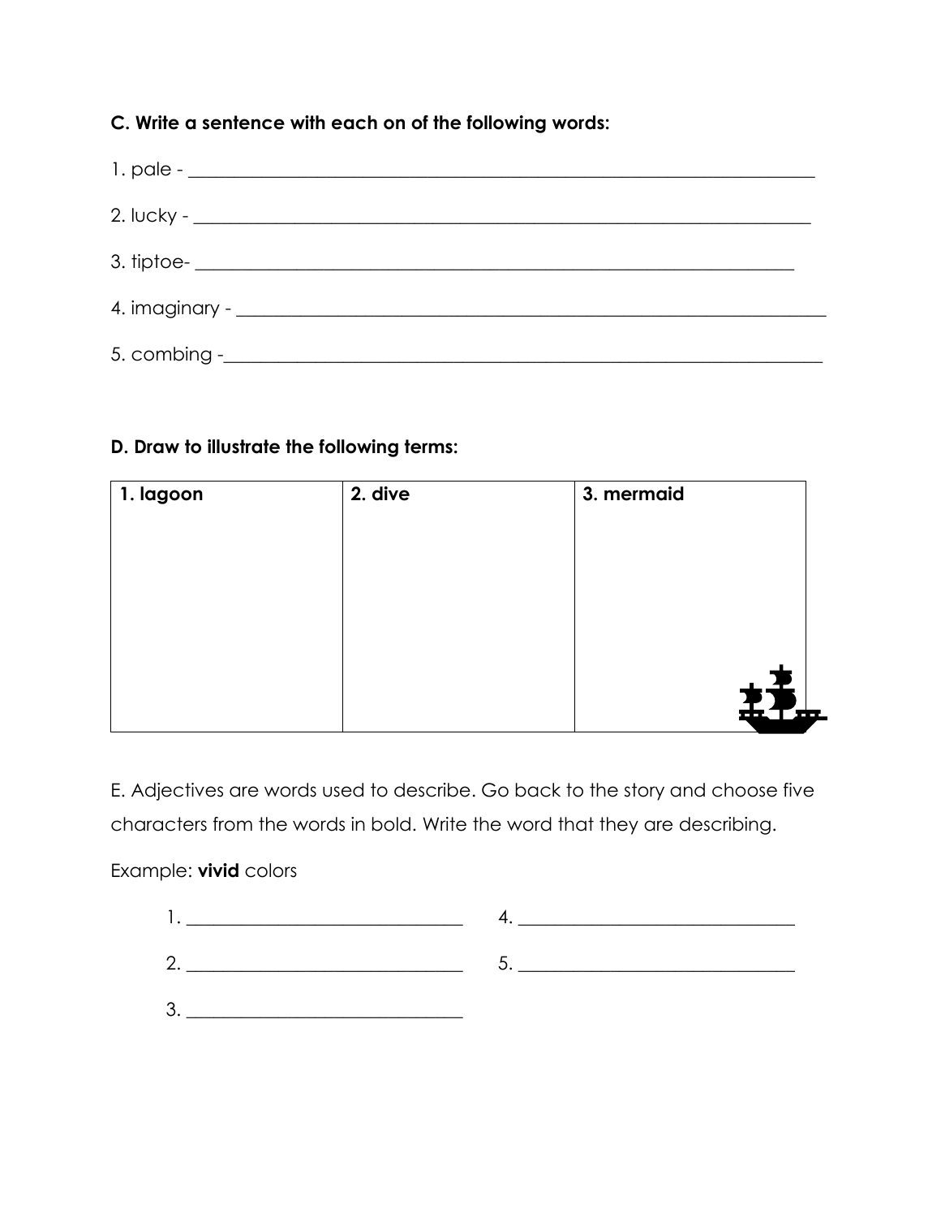**C. Write a sentence with each on of the following words:**

1. pale - ______________________________________________________________________

2. lucky - ______________________________________________________________________

3. tiptoe- ____________________________________________________________________

4. imaginary - __________________________________________________________________

5. combing -____________________________________________________________________

**D. Draw to illustrate the following terms:**

| **1. lagoon** | **2. dive** | **3. mermaid** |
|---|---|---|
| | | |

E. Adjectives are words used to describe. Go back to the story and choose five characters from the words in bold. Write the word that they are describing.

Example: **vivid** colors

1. ______________________________
2. ______________________________
3. ______________________________
4. ______________________________
5. ______________________________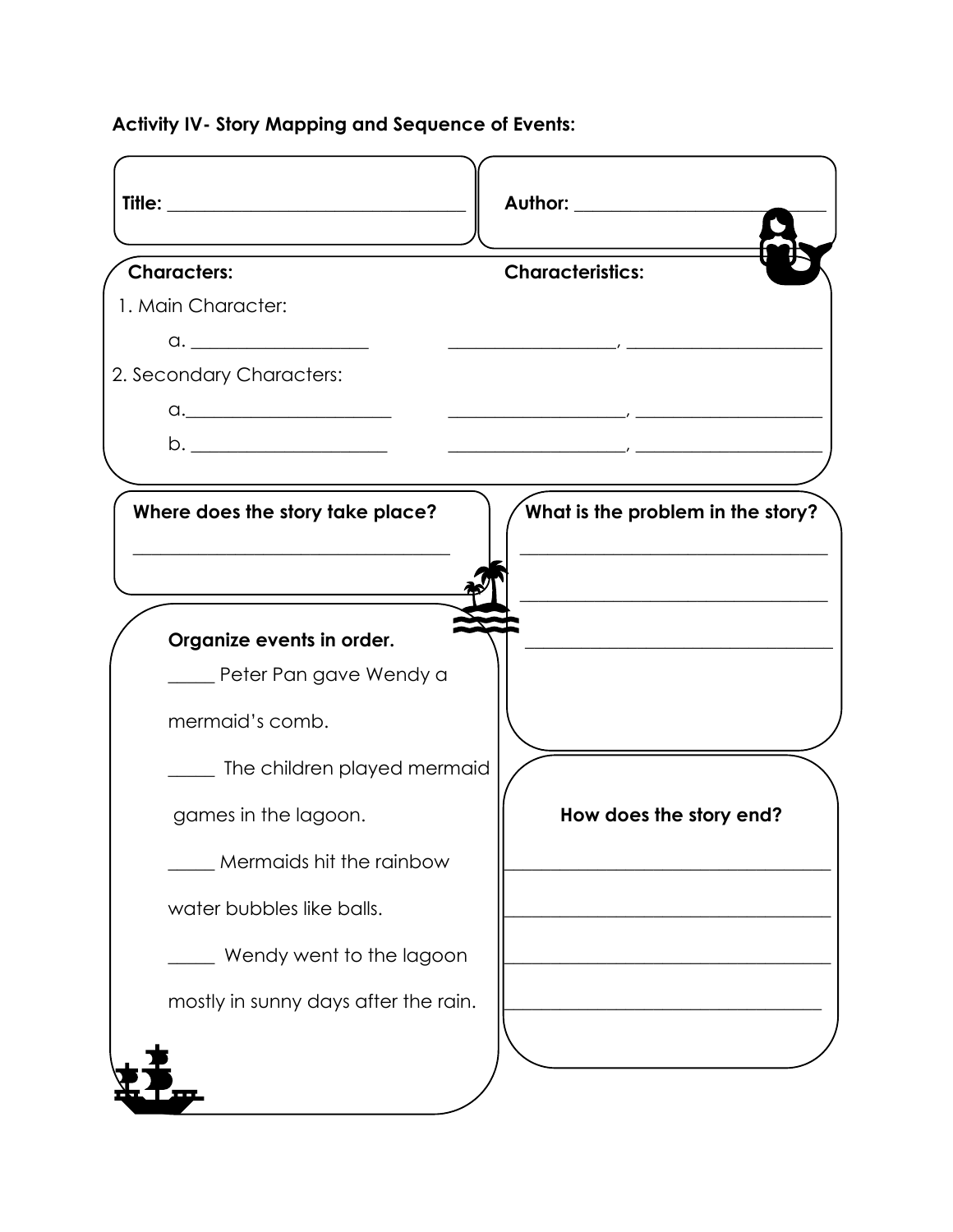**Activity IV- Story Mapping and Sequence of Events:**

**Title:** ________________________________

**Author:** ___________________________

**Characters:**

1. Main Character:

   a. ____________________

2. Secondary Characters:

   a. _______________________

   b. ______________________

**Characteristics:**

___________________, _____________________

____________________, ____________________

____________________, ____________________

**Where does the story take place?**

____________________________________

**What is the problem in the story?**

____________________________________

____________________________________

____________________________________

**Organize events in order.**

_____ Peter Pan gave Wendy a mermaid's comb.

_____ The children played mermaid games in the lagoon.

_____ Mermaids hit the rainbow water bubbles like balls.

_____ Wendy went to the lagoon mostly in sunny days after the rain.

**How does the story end?**

____________________________________

____________________________________

____________________________________

____________________________________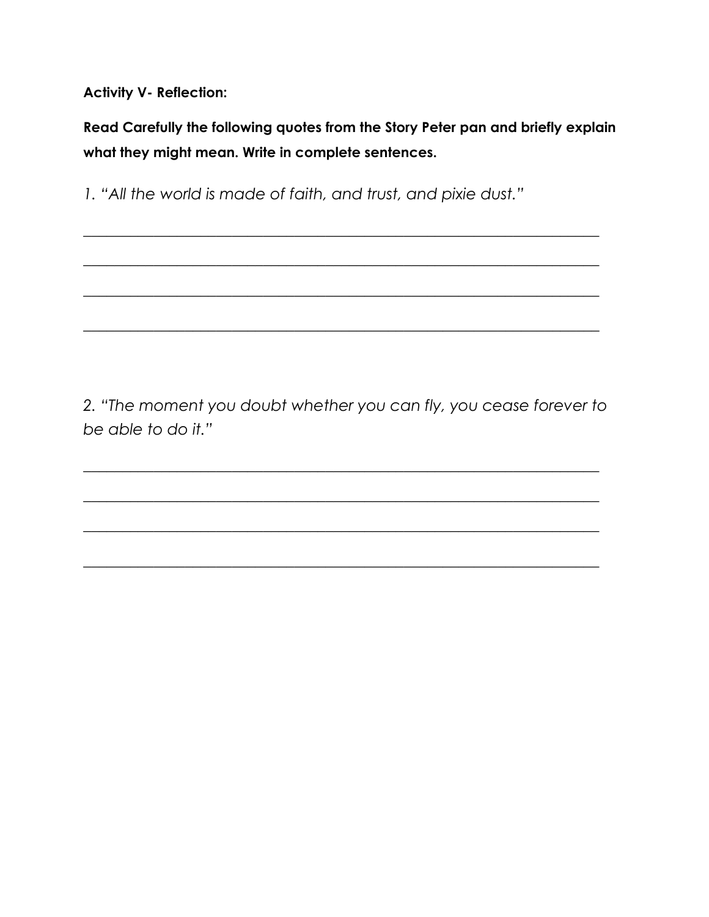**Activity V- Reflection:**

**Read Carefully the following quotes from the Story Peter pan and briefly explain what they might mean. Write in complete sentences.**

*1. "All the world is made of faith, and trust, and pixie dust."*

\_\_\_\_\_\_\_\_\_\_\_\_\_\_\_\_\_\_\_\_\_\_\_\_\_\_\_\_\_\_\_\_\_\_\_\_\_\_\_\_\_\_\_\_\_\_\_\_\_\_\_\_\_\_\_\_\_\_\_\_\_\_\_\_\_\_

\_\_\_\_\_\_\_\_\_\_\_\_\_\_\_\_\_\_\_\_\_\_\_\_\_\_\_\_\_\_\_\_\_\_\_\_\_\_\_\_\_\_\_\_\_\_\_\_\_\_\_\_\_\_\_\_\_\_\_\_\_\_\_\_\_\_

\_\_\_\_\_\_\_\_\_\_\_\_\_\_\_\_\_\_\_\_\_\_\_\_\_\_\_\_\_\_\_\_\_\_\_\_\_\_\_\_\_\_\_\_\_\_\_\_\_\_\_\_\_\_\_\_\_\_\_\_\_\_\_\_\_\_

\_\_\_\_\_\_\_\_\_\_\_\_\_\_\_\_\_\_\_\_\_\_\_\_\_\_\_\_\_\_\_\_\_\_\_\_\_\_\_\_\_\_\_\_\_\_\_\_\_\_\_\_\_\_\_\_\_\_\_\_\_\_\_\_\_\_

*2. "The moment you doubt whether you can fly, you cease forever to be able to do it."*

\_\_\_\_\_\_\_\_\_\_\_\_\_\_\_\_\_\_\_\_\_\_\_\_\_\_\_\_\_\_\_\_\_\_\_\_\_\_\_\_\_\_\_\_\_\_\_\_\_\_\_\_\_\_\_\_\_\_\_\_\_\_\_\_\_\_

\_\_\_\_\_\_\_\_\_\_\_\_\_\_\_\_\_\_\_\_\_\_\_\_\_\_\_\_\_\_\_\_\_\_\_\_\_\_\_\_\_\_\_\_\_\_\_\_\_\_\_\_\_\_\_\_\_\_\_\_\_\_\_\_\_\_

\_\_\_\_\_\_\_\_\_\_\_\_\_\_\_\_\_\_\_\_\_\_\_\_\_\_\_\_\_\_\_\_\_\_\_\_\_\_\_\_\_\_\_\_\_\_\_\_\_\_\_\_\_\_\_\_\_\_\_\_\_\_\_\_\_\_

\_\_\_\_\_\_\_\_\_\_\_\_\_\_\_\_\_\_\_\_\_\_\_\_\_\_\_\_\_\_\_\_\_\_\_\_\_\_\_\_\_\_\_\_\_\_\_\_\_\_\_\_\_\_\_\_\_\_\_\_\_\_\_\_\_\_